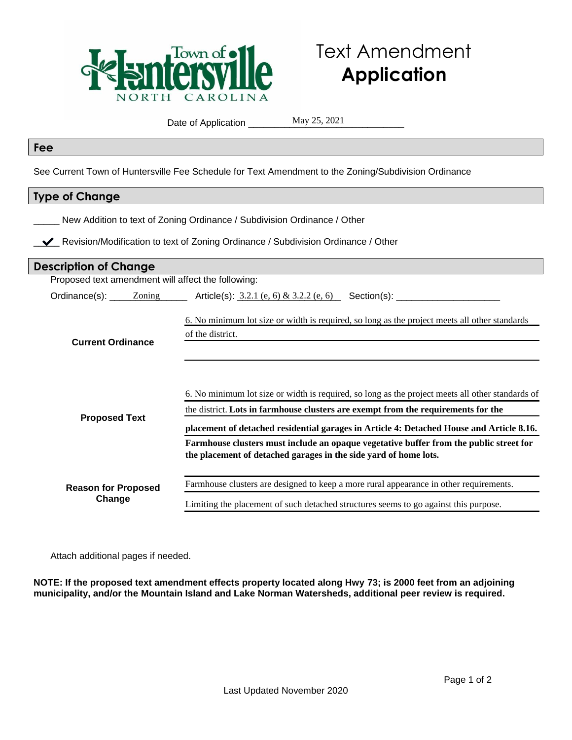Town of Huntersville
NORTH CAROLINA

# Text Amendment **Application**

Date of Application May 25, 2021

## Fee

See Current Town of Huntersville Fee Schedule for Text Amendment to the Zoning/Subdivision Ordinance

## Type of Change

_____ New Addition to text of Zoning Ordinance / Subdivision Ordinance / Other

__✔__ Revision/Modification to text of Zoning Ordinance / Subdivision Ordinance / Other

## Description of Change

Proposed text amendment will affect the following:

Ordinance(s): Zoning    Article(s): 3.2.1 (e, 6) & 3.2.2 (e, 6)    Section(s): ____________________

| | |
|---|---|
| **Current Ordinance** | 6. No minimum lot size or width is required, so long as the project meets all other standards of the district. |
| **Proposed Text** | 6. No minimum lot size or width is required, so long as the project meets all other standards of the district. **Lots in farmhouse clusters are exempt from the requirements for the placement of detached residential garages in Article 4: Detached House and Article 8.16. Farmhouse clusters must include an opaque vegetative buffer from the public street for the placement of detached garages in the side yard of home lots.** |
| **Reason for Proposed Change** | Farmhouse clusters are designed to keep a more rural appearance in other requirements. Limiting the placement of such detached structures seems to go against this purpose. |

Attach additional pages if needed.

**NOTE: If the proposed text amendment effects property located along Hwy 73; is 2000 feet from an adjoining municipality, and/or the Mountain Island and Lake Norman Watersheds, additional peer review is required.**

Last Updated November 2020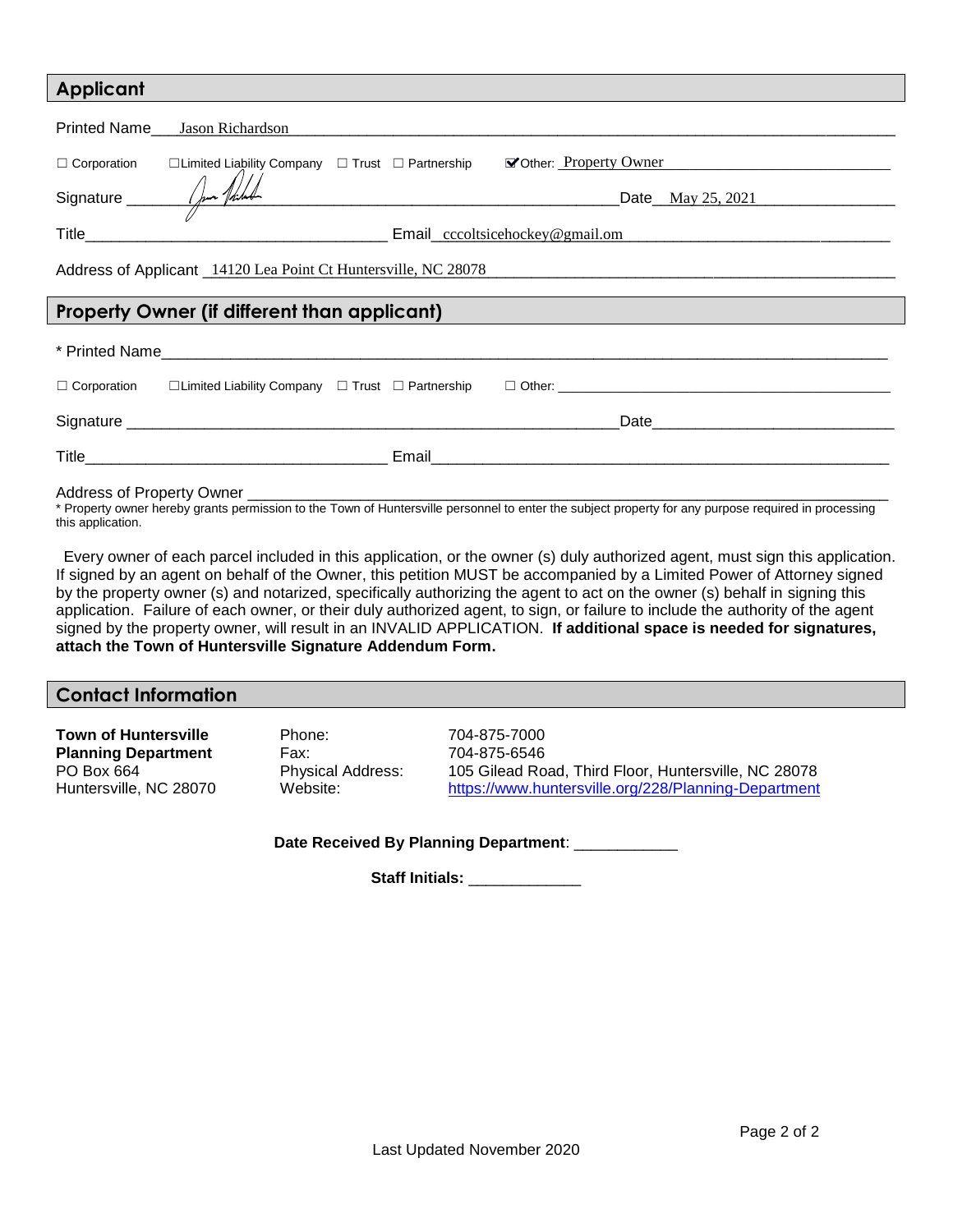## Applicant

Printed Name Jason Richardson

☐ Corporation ☐ Limited Liability Company ☐ Trust ☐ Partnership ☑ Other: Property Owner

Signature ____________________ Date May 25, 2021

Title ____________________ Email cccoltsicehockey@gmail.om

Address of Applicant 14120 Lea Point Ct Huntersville, NC 28078

## Property Owner (if different than applicant)

* Printed Name ____________________

☐ Corporation ☐ Limited Liability Company ☐ Trust ☐ Partnership ☐ Other: ____________________

Signature ____________________ Date ____________________

Title ____________________ Email ____________________

Address of Property Owner ____________________

* Property owner hereby grants permission to the Town of Huntersville personnel to enter the subject property for any purpose required in processing this application.

Every owner of each parcel included in this application, or the owner (s) duly authorized agent, must sign this application. If signed by an agent on behalf of the Owner, this petition MUST be accompanied by a Limited Power of Attorney signed by the property owner (s) and notarized, specifically authorizing the agent to act on the owner (s) behalf in signing this application. Failure of each owner, or their duly authorized agent, to sign, or failure to include the authority of the agent signed by the property owner (s), will result in an INVALID APPLICATION. **If additional space is needed for signatures, attach the Town of Huntersville Signature Addendum Form.**

## Contact Information

**Town of Huntersville**
**Planning Department**
PO Box 664
Huntersville, NC 28070

| | |
|---|---|
| Phone: | 704-875-7000 |
| Fax: | 704-875-6546 |
| Physical Address: | 105 Gilead Road, Third Floor, Huntersville, NC 28078 |
| Website: | https://www.huntersville.org/228/Planning-Department |

**Date Received By Planning Department**: ____________

**Staff Initials:** ____________

Last Updated November 2020